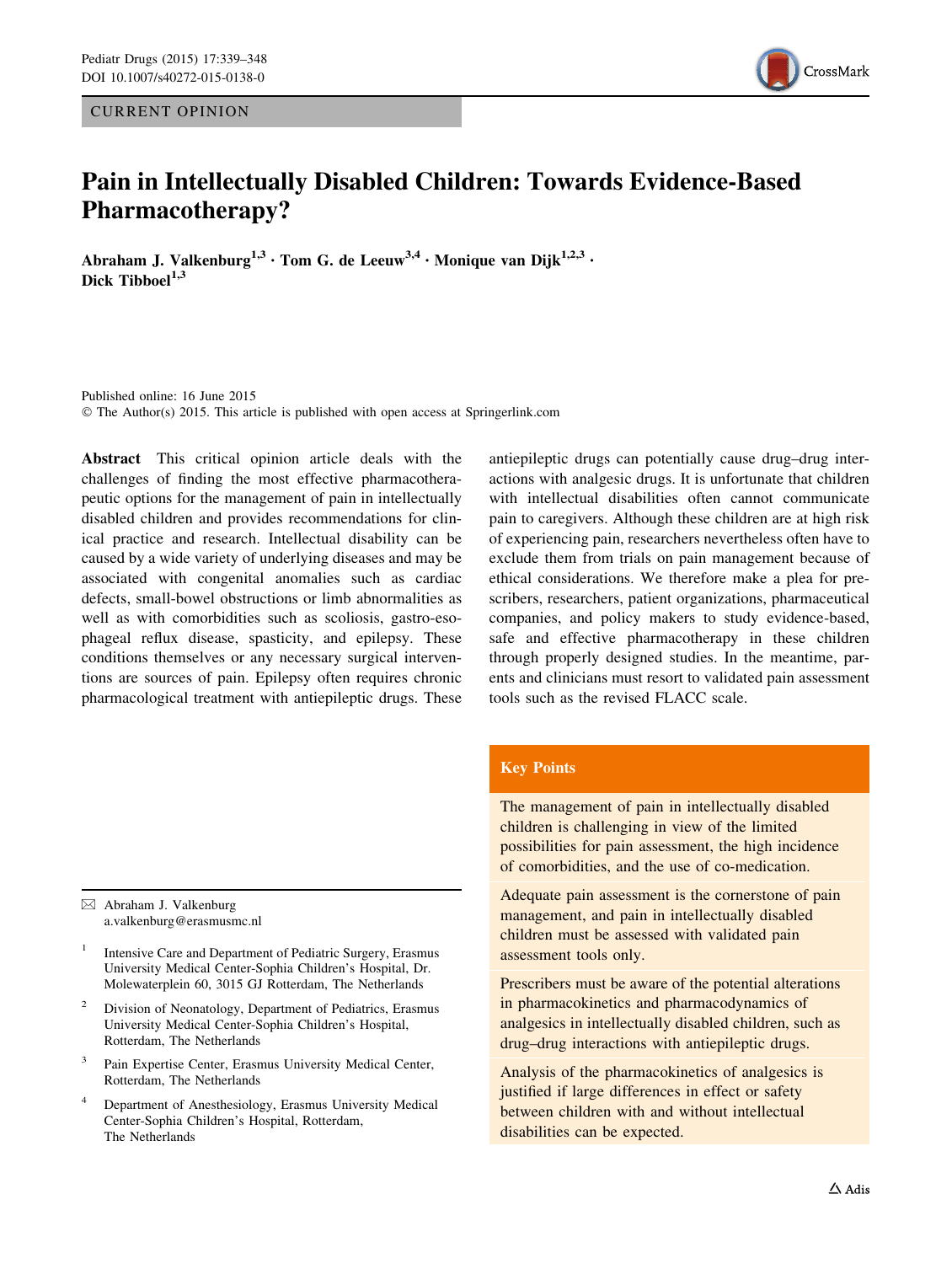CURRENT OPINION

# Pain in Intellectually Disabled Children: Towards Evidence-Based Pharmacotherapy?

**Abraham J. Valkenburg**[1,3] · **Tom G. de Leeuw**[3,4] · **Monique van Dijk**[1,2,3] · **Dick Tibboel**[1,3]

Published online: 16 June 2015
© The Author(s) 2015. This article is published with open access at Springerlink.com

**Abstract** This critical opinion article deals with the challenges of finding the most effective pharmacotherapeutic options for the management of pain in intellectually disabled children and provides recommendations for clinical practice and research. Intellectual disability can be caused by a wide variety of underlying diseases and may be associated with congenital anomalies such as cardiac defects, small-bowel obstructions or limb abnormalities as well as with comorbidities such as scoliosis, gastro-esophageal reflux disease, spasticity, and epilepsy. These conditions themselves or any necessary surgical interventions are sources of pain. Epilepsy often requires chronic pharmacological treatment with antiepileptic drugs. These antiepileptic drugs can potentially cause drug–drug interactions with analgesic drugs. It is unfortunate that children with intellectual disabilities often cannot communicate pain to caregivers. Although these children are at high risk of experiencing pain, researchers nevertheless often have to exclude them from trials on pain management because of ethical considerations. We therefore make a plea for prescribers, researchers, patient organizations, pharmaceutical companies, and policy makers to study evidence-based, safe and effective pharmacotherapy in these children through properly designed studies. In the meantime, parents and clinicians must resort to validated pain assessment tools such as the revised FLACC scale.

## Key Points

The management of pain in intellectually disabled children is challenging in view of the limited possibilities for pain assessment, the high incidence of comorbidities, and the use of co-medication.

Adequate pain assessment is the cornerstone of pain management, and pain in intellectually disabled children must be assessed with validated pain assessment tools only.

Prescribers must be aware of the potential alterations in pharmacokinetics and pharmacodynamics of analgesics in intellectually disabled children, such as drug–drug interactions with antiepileptic drugs.

Analysis of the pharmacokinetics of analgesics is justified if large differences in effect or safety between children with and without intellectual disabilities can be expected.

---

✉ Abraham J. Valkenburg
a.valkenburg@erasmusmc.nl

1 Intensive Care and Department of Pediatric Surgery, Erasmus University Medical Center-Sophia Children's Hospital, Dr. Molewaterplein 60, 3015 GJ Rotterdam, The Netherlands

2 Division of Neonatology, Department of Pediatrics, Erasmus University Medical Center-Sophia Children's Hospital, Rotterdam, The Netherlands

3 Pain Expertise Center, Erasmus University Medical Center, Rotterdam, The Netherlands

4 Department of Anesthesiology, Erasmus University Medical Center-Sophia Children's Hospital, Rotterdam, The Netherlands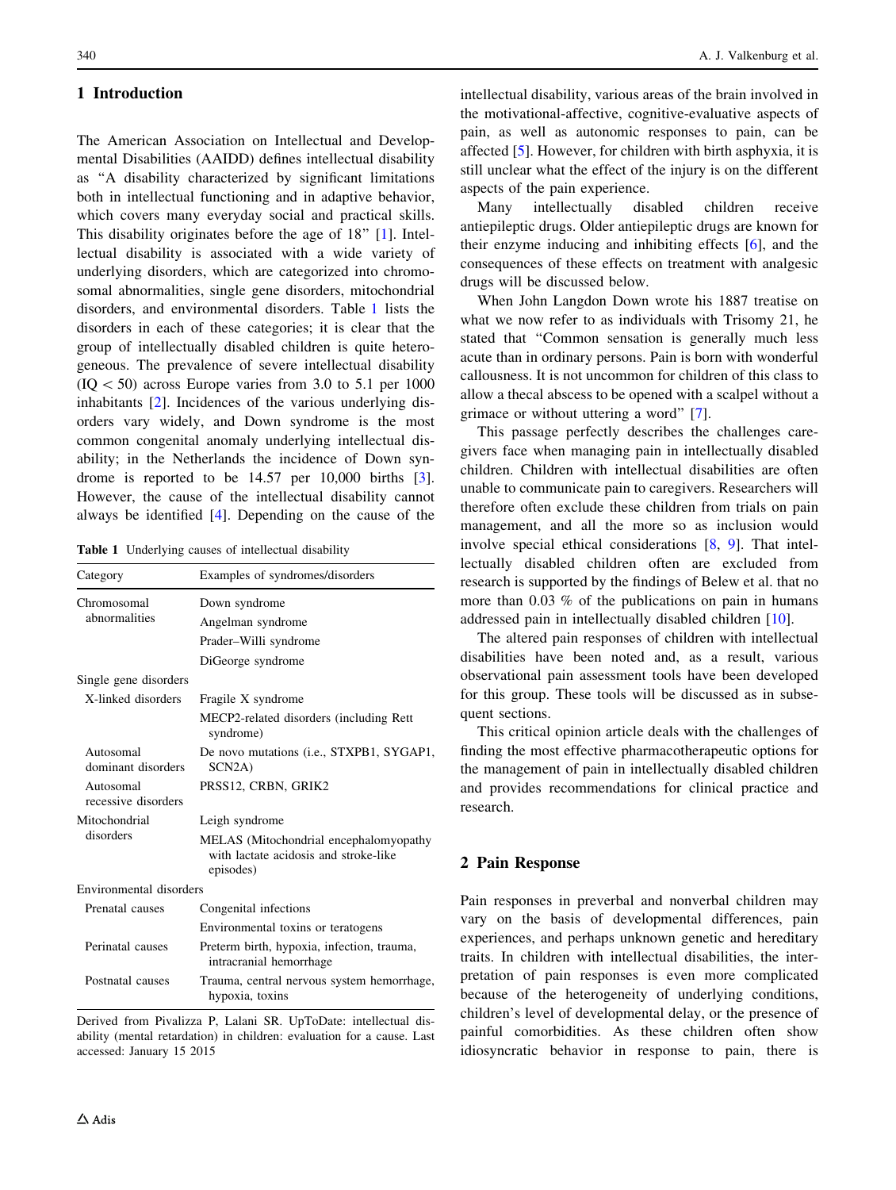## 1 Introduction

The American Association on Intellectual and Developmental Disabilities (AAIDD) defines intellectual disability as "A disability characterized by significant limitations both in intellectual functioning and in adaptive behavior, which covers many everyday social and practical skills. This disability originates before the age of 18" [1]. Intellectual disability is associated with a wide variety of underlying disorders, which are categorized into chromosomal abnormalities, single gene disorders, mitochondrial disorders, and environmental disorders. Table 1 lists the disorders in each of these categories; it is clear that the group of intellectually disabled children is quite heterogeneous. The prevalence of severe intellectual disability (IQ < 50) across Europe varies from 3.0 to 5.1 per 1000 inhabitants [2]. Incidences of the various underlying disorders vary widely, and Down syndrome is the most common congenital anomaly underlying intellectual disability; in the Netherlands the incidence of Down syndrome is reported to be 14.57 per 10,000 births [3]. However, the cause of the intellectual disability cannot always be identified [4]. Depending on the cause of the intellectual disability, various areas of the brain involved in the motivational-affective, cognitive-evaluative aspects of pain, as well as autonomic responses to pain, can be affected [5]. However, for children with birth asphyxia, it is still unclear what the effect of the injury is on the different aspects of the pain experience.

**Table 1** Underlying causes of intellectual disability

| Category | Examples of syndromes/disorders |
|---|---|
| Chromosomal abnormalities | Down syndrome |
| | Angelman syndrome |
| | Prader–Willi syndrome |
| | DiGeorge syndrome |
| Single gene disorders | |
| X-linked disorders | Fragile X syndrome |
| | MECP2-related disorders (including Rett syndrome) |
| Autosomal dominant disorders | De novo mutations (i.e., STXPB1, SYGAP1, SCN2A) |
| Autosomal recessive disorders | PRSS12, CRBN, GRIK2 |
| Mitochondrial disorders | Leigh syndrome |
| | MELAS (Mitochondrial encephalomyopathy with lactate acidosis and stroke-like episodes) |
| Environmental disorders | |
| Prenatal causes | Congenital infections |
| | Environmental toxins or teratogens |
| Perinatal causes | Preterm birth, hypoxia, infection, trauma, intracranial hemorrhage |
| Postnatal causes | Trauma, central nervous system hemorrhage, hypoxia, toxins |

Derived from Pivalizza P, Lalani SR. UpToDate: intellectual disability (mental retardation) in children: evaluation for a cause. Last accessed: January 15 2015

Many intellectually disabled children receive antiepileptic drugs. Older antiepileptic drugs are known for their enzyme inducing and inhibiting effects [6], and the consequences of these effects on treatment with analgesic drugs will be discussed below.

When John Langdon Down wrote his 1887 treatise on what we now refer to as individuals with Trisomy 21, he stated that "Common sensation is generally much less acute than in ordinary persons. Pain is born with wonderful callousness. It is not uncommon for children of this class to allow a thecal abscess to be opened with a scalpel without a grimace or without uttering a word" [7].

This passage perfectly describes the challenges caregivers face when managing pain in intellectually disabled children. Children with intellectual disabilities are often unable to communicate pain to caregivers. Researchers will therefore often exclude these children from trials on pain management, and all the more so as inclusion would involve special ethical considerations [8, 9]. That intellectually disabled children often are excluded from research is supported by the findings of Belew et al. that no more than 0.03 % of the publications on pain in humans addressed pain in intellectually disabled children [10].

The altered pain responses of children with intellectual disabilities have been noted and, as a result, various observational pain assessment tools have been developed for this group. These tools will be discussed as in subsequent sections.

This critical opinion article deals with the challenges of finding the most effective pharmacotherapeutic options for the management of pain in intellectually disabled children and provides recommendations for clinical practice and research.

## 2 Pain Response

Pain responses in preverbal and nonverbal children may vary on the basis of developmental differences, pain experiences, and perhaps unknown genetic and hereditary traits. In children with intellectual disabilities, the interpretation of pain responses is even more complicated because of the heterogeneity of underlying conditions, children's level of developmental delay, or the presence of painful comorbidities. As these children often show idiosyncratic behavior in response to pain, there is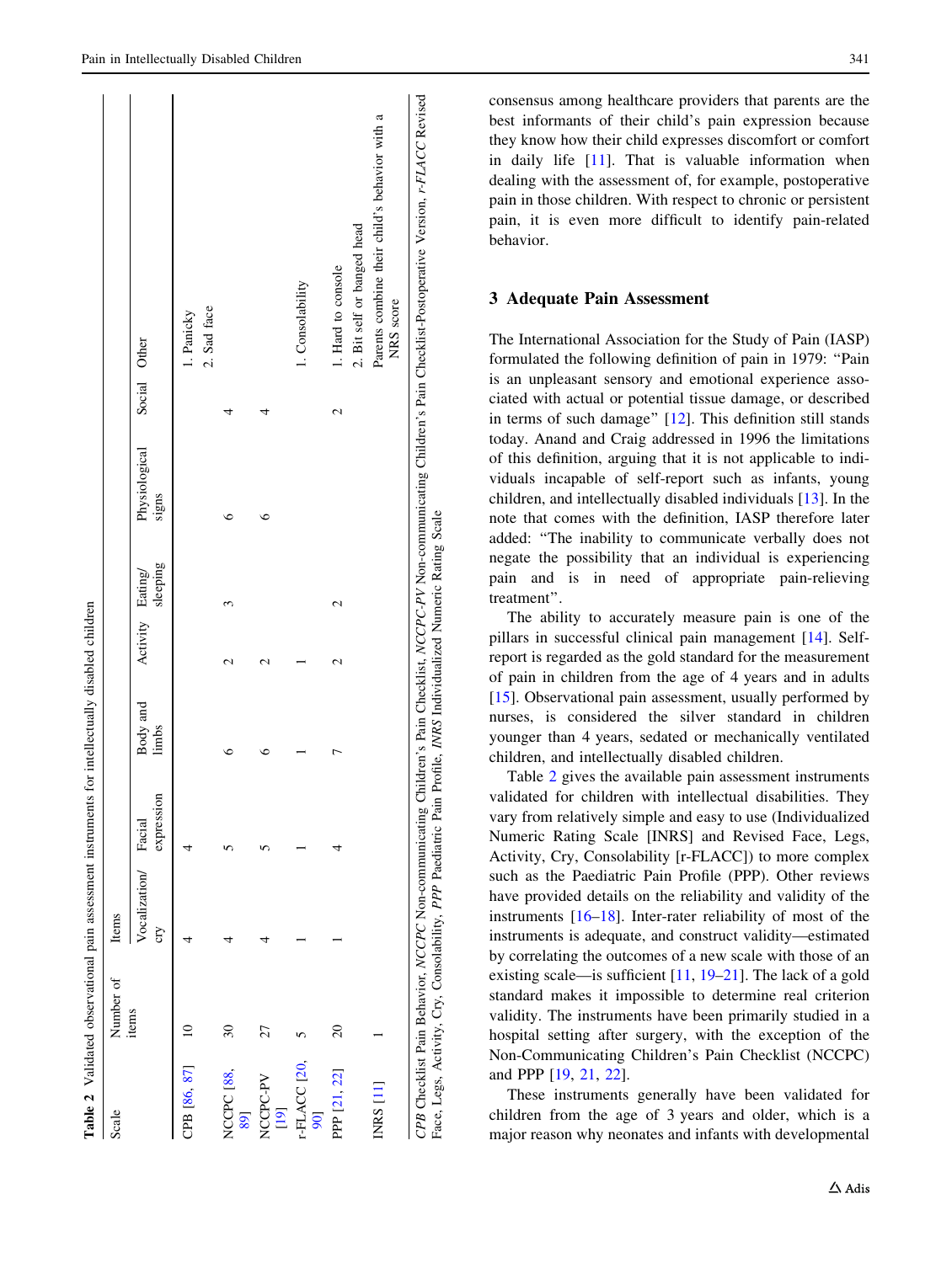**Table 2** Validated observational pain assessment instruments for intellectually disabled children

| Scale | Number of items | Items | | | | | | | |
|---|---|---|---|---|---|---|---|---|---|
| | | Vocalization/cry | Facial expression | Body and limbs | Activity | Eating/sleeping | Physiological signs | Social | Other |
| CPB [86, 87] | 10 | 4 | 4 | | | | | | 1. Panicky<br>2. Sad face |
| NCCPC [88, 89] | 30 | 4 | 5 | 6 | 2 | 3 | 6 | 4 | |
| NCCPC-PV [19] | 27 | 4 | 5 | 6 | 2 | | 6 | 4 | |
| r-FLACC [20, 90] | 5 | 1 | 1 | 1 | 1 | | | | 1. Consolability |
| PPP [21, 22] | 20 | 1 | 4 | 7 | 2 | 2 | | 2 | 1. Hard to console<br>2. Bit self or banged head |
| INRS [11] | 1 | | | | | | | | Parents combine their child's behavior with a NRS score |

*CPB* Checklist Pain Behavior, *NCCPC* Non-communicating Children's Pain Checklist, *NCCPC-PV* Non-communicating Children's Pain Checklist-Postoperative Version, *r-FLACC* Revised Face, Legs, Activity, Cry, Consolability, *PPP* Paediatric Pain Profile, *INRS* Individualized Numeric Rating Scale

consensus among healthcare providers that parents are the best informants of their child's pain expression because they know how their child expresses discomfort or comfort in daily life [11]. That is valuable information when dealing with the assessment of, for example, postoperative pain in those children. With respect to chronic or persistent pain, it is even more difficult to identify pain-related behavior.

## 3 Adequate Pain Assessment

The International Association for the Study of Pain (IASP) formulated the following definition of pain in 1979: "Pain is an unpleasant sensory and emotional experience associated with actual or potential tissue damage, or described in terms of such damage" [12]. This definition still stands today. Anand and Craig addressed in 1996 the limitations of this definition, arguing that it is not applicable to individuals incapable of self-report such as infants, young children, and intellectually disabled individuals [13]. In the note that comes with the definition, IASP therefore later added: "The inability to communicate verbally does not negate the possibility that an individual is experiencing pain and is in need of appropriate pain-relieving treatment".

The ability to accurately measure pain is one of the pillars in successful clinical pain management [14]. Self-report is regarded as the gold standard for the measurement of pain in children from the age of 4 years and in adults [15]. Observational pain assessment, usually performed by nurses, is considered the silver standard in children younger than 4 years, sedated or mechanically ventilated children, and intellectually disabled children.

Table 2 gives the available pain assessment instruments validated for children with intellectual disabilities. They vary from relatively simple and easy to use (Individualized Numeric Rating Scale [INRS] and Revised Face, Legs, Activity, Cry, Consolability [r-FLACC]) to more complex such as the Paediatric Pain Profile (PPP). Other reviews have provided details on the reliability and validity of the instruments [16–18]. Inter-rater reliability of most of the instruments is adequate, and construct validity—estimated by correlating the outcomes of a new scale with those of an existing scale—is sufficient [11, 19–21]. The lack of a gold standard makes it impossible to determine real criterion validity. The instruments have been primarily studied in a hospital setting after surgery, with the exception of the Non-Communicating Children's Pain Checklist (NCCPC) and PPP [19, 21, 22].

These instruments generally have been validated for children from the age of 3 years and older, which is a major reason why neonates and infants with developmental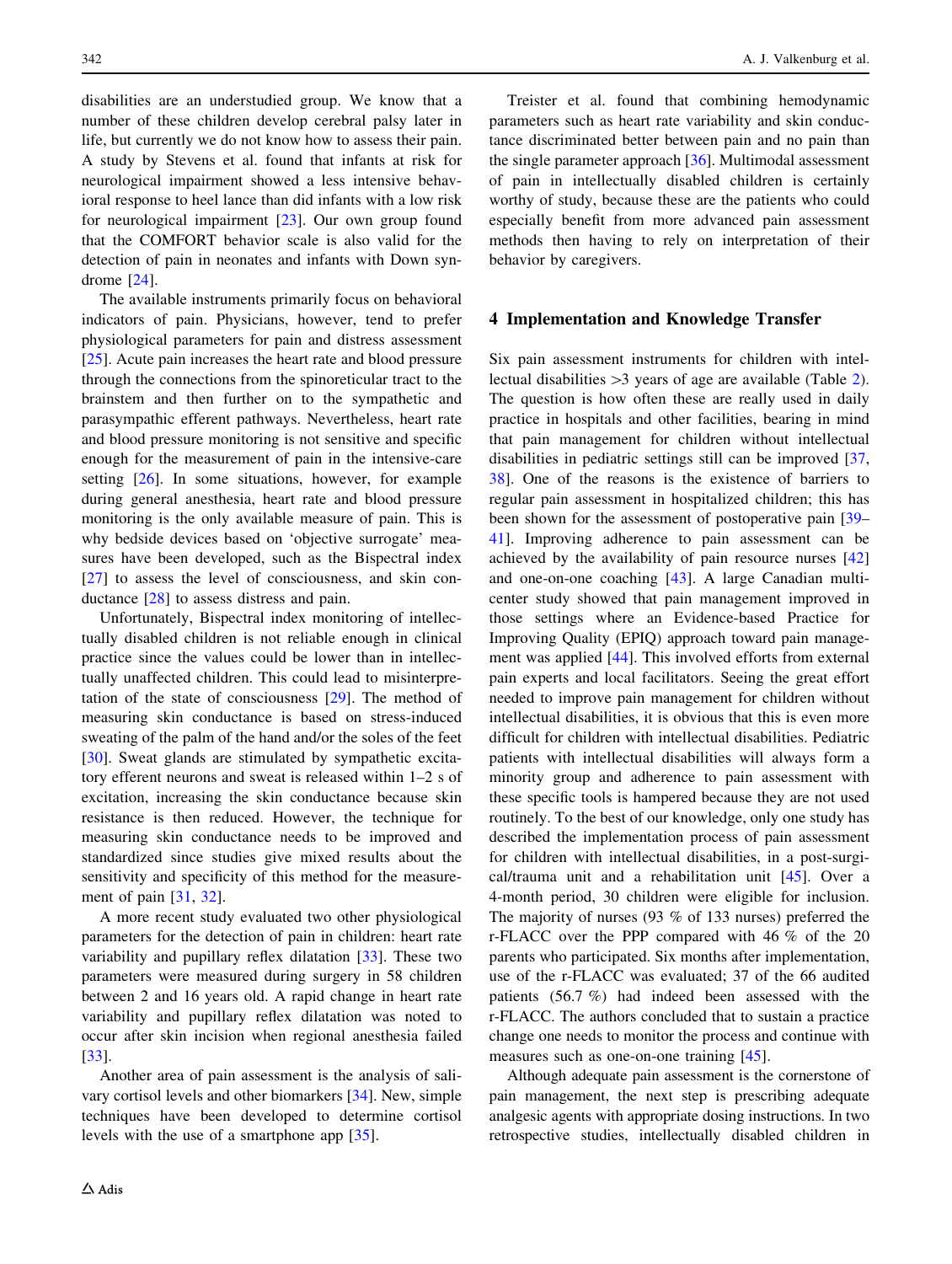disabilities are an understudied group. We know that a number of these children develop cerebral palsy later in life, but currently we do not know how to assess their pain. A study by Stevens et al. found that infants at risk for neurological impairment showed a less intensive behavioral response to heel lance than did infants with a low risk for neurological impairment [23]. Our own group found that the COMFORT behavior scale is also valid for the detection of pain in neonates and infants with Down syndrome [24].

The available instruments primarily focus on behavioral indicators of pain. Physicians, however, tend to prefer physiological parameters for pain and distress assessment [25]. Acute pain increases the heart rate and blood pressure through the connections from the spinoreticular tract to the brainstem and then further on to the sympathetic and parasympathetic efferent pathways. Nevertheless, heart rate and blood pressure monitoring is not sensitive and specific enough for the measurement of pain in the intensive-care setting [26]. In some situations, however, for example during general anesthesia, heart rate and blood pressure monitoring is the only available measure of pain. This is why bedside devices based on 'objective surrogate' measures have been developed, such as the Bispectral index [27] to assess the level of consciousness, and skin conductance [28] to assess distress and pain.

Unfortunately, Bispectral index monitoring of intellectually disabled children is not reliable enough in clinical practice since the values could be lower than in intellectually unaffected children. This could lead to misinterpretation of the state of consciousness [29]. The method of measuring skin conductance is based on stress-induced sweating of the palm of the hand and/or the soles of the feet [30]. Sweat glands are stimulated by sympathetic excitatory efferent neurons and sweat is released within 1–2 s of excitation, increasing the skin conductance because skin resistance is then reduced. However, the technique for measuring skin conductance needs to be improved and standardized since studies give mixed results about the sensitivity and specificity of this method for the measurement of pain [31, 32].

A more recent study evaluated two other physiological parameters for the detection of pain in children: heart rate variability and pupillary reflex dilatation [33]. These two parameters were measured during surgery in 58 children between 2 and 16 years old. A rapid change in heart rate variability and pupillary reflex dilatation was noted to occur after skin incision when regional anesthesia failed [33].

Another area of pain assessment is the analysis of salivary cortisol levels and other biomarkers [34]. New, simple techniques have been developed to determine cortisol levels with the use of a smartphone app [35].

Treister et al. found that combining hemodynamic parameters such as heart rate variability and skin conductance discriminated better between pain and no pain than the single parameter approach [36]. Multimodal assessment of pain in intellectually disabled children is certainly worthy of study, because these are the patients who could especially benefit from more advanced pain assessment methods then having to rely on interpretation of their behavior by caregivers.

## 4 Implementation and Knowledge Transfer

Six pain assessment instruments for children with intellectual disabilities >3 years of age are available (Table 2). The question is how often these are really used in daily practice in hospitals and other facilities, bearing in mind that pain management for children without intellectual disabilities in pediatric settings still can be improved [37, 38]. One of the reasons is the existence of barriers to regular pain assessment in hospitalized children; this has been shown for the assessment of postoperative pain [39–41]. Improving adherence to pain assessment can be achieved by the availability of pain resource nurses [42] and one-on-one coaching [43]. A large Canadian multicenter study showed that pain management improved in those settings where an Evidence-based Practice for Improving Quality (EPIQ) approach toward pain management was applied [44]. This involved efforts from external pain experts and local facilitators. Seeing the great effort needed to improve pain management for children without intellectual disabilities, it is obvious that this is even more difficult for children with intellectual disabilities. Pediatric patients with intellectual disabilities will always form a minority group and adherence to pain assessment with these specific tools is hampered because they are not used routinely. To the best of our knowledge, only one study has described the implementation process of pain assessment for children with intellectual disabilities, in a post-surgical/trauma unit and a rehabilitation unit [45]. Over a 4-month period, 30 children were eligible for inclusion. The majority of nurses (93 % of 133 nurses) preferred the r-FLACC over the PPP compared with 46 % of the 20 parents who participated. Six months after implementation, use of the r-FLACC was evaluated; 37 of the 66 audited patients (56.7 %) had indeed been assessed with the r-FLACC. The authors concluded that to sustain a practice change one needs to monitor the process and continue with measures such as one-on-one training [45].

Although adequate pain assessment is the cornerstone of pain management, the next step is prescribing adequate analgesic agents with appropriate dosing instructions. In two retrospective studies, intellectually disabled children in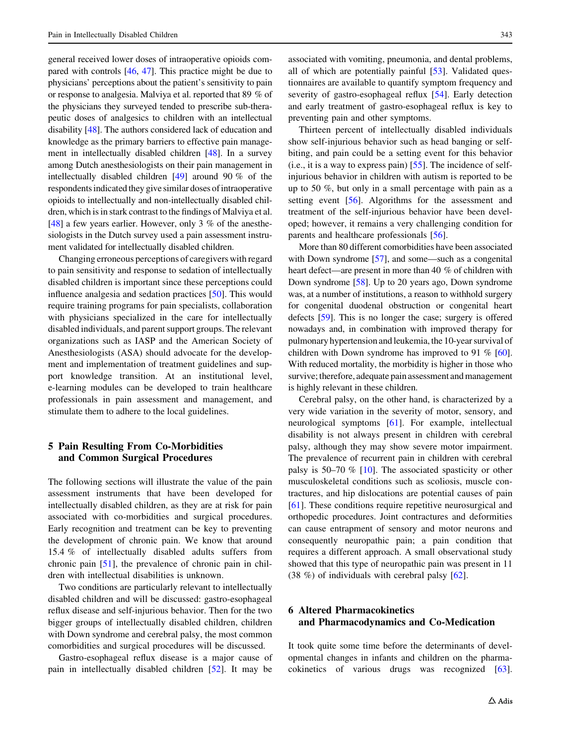general received lower doses of intraoperative opioids compared with controls [46, 47]. This practice might be due to physicians' perceptions about the patient's sensitivity to pain or response to analgesia. Malviya et al. reported that 89 % of the physicians they surveyed tended to prescribe sub-therapeutic doses of analgesics to children with an intellectual disability [48]. The authors considered lack of education and knowledge as the primary barriers to effective pain management in intellectually disabled children [48]. In a survey among Dutch anesthesiologists on their pain management in intellectually disabled children [49] around 90 % of the respondents indicated they give similar doses of intraoperative opioids to intellectually and non-intellectually disabled children, which is in stark contrast to the findings of Malviya et al. [48] a few years earlier. However, only 3 % of the anesthesiologists in the Dutch survey used a pain assessment instrument validated for intellectually disabled children.

Changing erroneous perceptions of caregivers with regard to pain sensitivity and response to sedation of intellectually disabled children is important since these perceptions could influence analgesia and sedation practices [50]. This would require training programs for pain specialists, collaboration with physicians specialized in the care for intellectually disabled individuals, and parent support groups. The relevant organizations such as IASP and the American Society of Anesthesiologists (ASA) should advocate for the development and implementation of treatment guidelines and support knowledge transition. At an institutional level, e-learning modules can be developed to train healthcare professionals in pain assessment and management, and stimulate them to adhere to the local guidelines.

## 5 Pain Resulting From Co-Morbidities and Common Surgical Procedures

The following sections will illustrate the value of the pain assessment instruments that have been developed for intellectually disabled children, as they are at risk for pain associated with co-morbidities and surgical procedures. Early recognition and treatment can be key to preventing the development of chronic pain. We know that around 15.4 % of intellectually disabled adults suffers from chronic pain [51], the prevalence of chronic pain in children with intellectual disabilities is unknown.

Two conditions are particularly relevant to intellectually disabled children and will be discussed: gastro-esophageal reflux disease and self-injurious behavior. Then for the two bigger groups of intellectually disabled children, children with Down syndrome and cerebral palsy, the most common comorbidities and surgical procedures will be discussed.

Gastro-esophageal reflux disease is a major cause of pain in intellectually disabled children [52]. It may be associated with vomiting, pneumonia, and dental problems, all of which are potentially painful [53]. Validated questionnaires are available to quantify symptom frequency and severity of gastro-esophageal reflux [54]. Early detection and early treatment of gastro-esophageal reflux is key to preventing pain and other symptoms.

Thirteen percent of intellectually disabled individuals show self-injurious behavior such as head banging or self-biting, and pain could be a setting event for this behavior (i.e., it is a way to express pain) [55]. The incidence of self-injurious behavior in children with autism is reported to be up to 50 %, but only in a small percentage with pain as a setting event [56]. Algorithms for the assessment and treatment of the self-injurious behavior have been developed; however, it remains a very challenging condition for parents and healthcare professionals [56].

More than 80 different comorbidities have been associated with Down syndrome [57], and some—such as a congenital heart defect—are present in more than 40 % of children with Down syndrome [58]. Up to 20 years ago, Down syndrome was, at a number of institutions, a reason to withhold surgery for congenital duodenal obstruction or congenital heart defects [59]. This is no longer the case; surgery is offered nowadays and, in combination with improved therapy for pulmonary hypertension and leukemia, the 10-year survival of children with Down syndrome has improved to 91 % [60]. With reduced mortality, the morbidity is higher in those who survive; therefore, adequate pain assessment and management is highly relevant in these children.

Cerebral palsy, on the other hand, is characterized by a very wide variation in the severity of motor, sensory, and neurological symptoms [61]. For example, intellectual disability is not always present in children with cerebral palsy, although they may show severe motor impairment. The prevalence of recurrent pain in children with cerebral palsy is 50–70 % [10]. The associated spasticity or other musculoskeletal conditions such as scoliosis, muscle contractures, and hip dislocations are potential causes of pain [61]. These conditions require repetitive neurosurgical and orthopedic procedures. Joint contractures and deformities can cause entrapment of sensory and motor neurons and consequently neuropathic pain; a pain condition that requires a different approach. A small observational study showed that this type of neuropathic pain was present in 11 (38 %) of individuals with cerebral palsy [62].

## 6 Altered Pharmacokinetics and Pharmacodynamics and Co-Medication

It took quite some time before the determinants of developmental changes in infants and children on the pharmacokinetics of various drugs was recognized [63].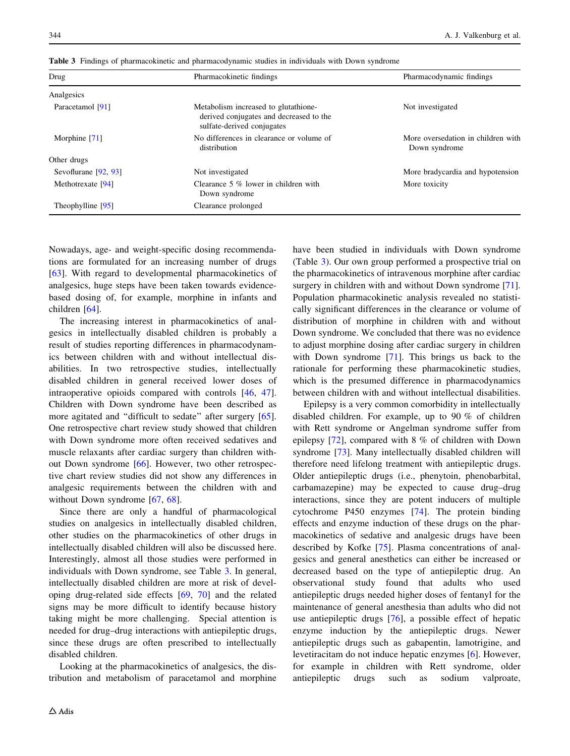**Table 3** Findings of pharmacokinetic and pharmacodynamic studies in individuals with Down syndrome

| Drug | Pharmacokinetic findings | Pharmacodynamic findings |
|---|---|---|
| Analgesics | | |
| Paracetamol [91] | Metabolism increased to glutathione-derived conjugates and decreased to the sulfate-derived conjugates | Not investigated |
| Morphine [71] | No differences in clearance or volume of distribution | More oversedation in children with Down syndrome |
| Other drugs | | |
| Sevoflurane [92, 93] | Not investigated | More bradycardia and hypotension |
| Methotrexate [94] | Clearance 5 % lower in children with Down syndrome | More toxicity |
| Theophylline [95] | Clearance prolonged | |

Nowadays, age- and weight-specific dosing recommendations are formulated for an increasing number of drugs [63]. With regard to developmental pharmacokinetics of analgesics, huge steps have been taken towards evidence-based dosing of, for example, morphine in infants and children [64].

The increasing interest in pharmacokinetics of analgesics in intellectually disabled children is probably a result of studies reporting differences in pharmacodynamics between children with and without intellectual disabilities. In two retrospective studies, intellectually disabled children in general received lower doses of intraoperative opioids compared with controls [46, 47]. Children with Down syndrome have been described as more agitated and "difficult to sedate" after surgery [65]. One retrospective chart review study showed that children with Down syndrome more often received sedatives and muscle relaxants after cardiac surgery than children without Down syndrome [66]. However, two other retrospective chart review studies did not show any differences in analgesic requirements between the children with and without Down syndrome [67, 68].

Since there are only a handful of pharmacological studies on analgesics in intellectually disabled children, other studies on the pharmacokinetics of other drugs in intellectually disabled children will also be discussed here. Interestingly, almost all those studies were performed in individuals with Down syndrome, see Table 3. In general, intellectually disabled children are more at risk of developing drug-related side effects [69, 70] and the related signs may be more difficult to identify because history taking might be more challenging. Special attention is needed for drug–drug interactions with antiepileptic drugs, since these drugs are often prescribed to intellectually disabled children.

Looking at the pharmacokinetics of analgesics, the distribution and metabolism of paracetamol and morphine have been studied in individuals with Down syndrome (Table 3). Our own group performed a prospective trial on the pharmacokinetics of intravenous morphine after cardiac surgery in children with and without Down syndrome [71]. Population pharmacokinetic analysis revealed no statistically significant differences in the clearance or volume of distribution of morphine in children with and without Down syndrome. We concluded that there was no evidence to adjust morphine dosing after cardiac surgery in children with Down syndrome [71]. This brings us back to the rationale for performing these pharmacokinetic studies, which is the presumed difference in pharmacodynamics between children with and without intellectual disabilities.

Epilepsy is a very common comorbidity in intellectually disabled children. For example, up to 90 % of children with Rett syndrome or Angelman syndrome suffer from epilepsy [72], compared with 8 % of children with Down syndrome [73]. Many intellectually disabled children will therefore need lifelong treatment with antiepileptic drugs. Older antiepileptic drugs (i.e., phenytoin, phenobarbital, carbamazepine) may be expected to cause drug–drug interactions, since they are potent inducers of multiple cytochrome P450 enzymes [74]. The protein binding effects and enzyme induction of these drugs on the pharmacokinetics of sedative and analgesic drugs have been described by Kofke [75]. Plasma concentrations of analgesics and general anesthetics can either be increased or decreased based on the type of antiepileptic drug. An observational study found that adults who used antiepileptic drugs needed higher doses of fentanyl for the maintenance of general anesthesia than adults who did not use antiepileptic drugs [76], a possible effect of hepatic enzyme induction by the antiepileptic drugs. Newer antiepileptic drugs such as gabapentin, lamotrigine, and levetiracitam do not induce hepatic enzymes [6]. However, for example in children with Rett syndrome, older antiepileptic drugs such as sodium valproate,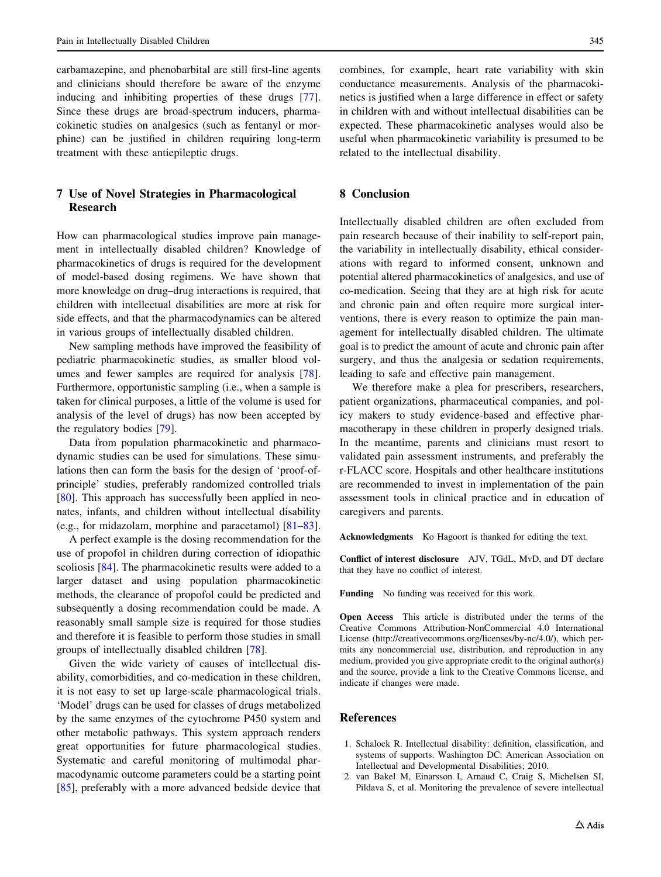carbamazepine, and phenobarbital are still first-line agents and clinicians should therefore be aware of the enzyme inducing and inhibiting properties of these drugs [77]. Since these drugs are broad-spectrum inducers, pharmacokinetic studies on analgesics (such as fentanyl or morphine) can be justified in children requiring long-term treatment with these antiepileptic drugs.

## 7 Use of Novel Strategies in Pharmacological Research

How can pharmacological studies improve pain management in intellectually disabled children? Knowledge of pharmacokinetics of drugs is required for the development of model-based dosing regimens. We have shown that more knowledge on drug–drug interactions is required, that children with intellectual disabilities are more at risk for side effects, and that the pharmacodynamics can be altered in various groups of intellectually disabled children.

New sampling methods have improved the feasibility of pediatric pharmacokinetic studies, as smaller blood volumes and fewer samples are required for analysis [78]. Furthermore, opportunistic sampling (i.e., when a sample is taken for clinical purposes, a little of the volume is used for analysis of the level of drugs) has now been accepted by the regulatory bodies [79].

Data from population pharmacokinetic and pharmacodynamic studies can be used for simulations. These simulations then can form the basis for the design of 'proof-of-principle' studies, preferably randomized controlled trials [80]. This approach has successfully been applied in neonates, infants, and children without intellectual disability (e.g., for midazolam, morphine and paracetamol) [81–83].

A perfect example is the dosing recommendation for the use of propofol in children during correction of idiopathic scoliosis [84]. The pharmacokinetic results were added to a larger dataset and using population pharmacokinetic methods, the clearance of propofol could be predicted and subsequently a dosing recommendation could be made. A reasonably small sample size is required for those studies and therefore it is feasible to perform those studies in small groups of intellectually disabled children [78].

Given the wide variety of causes of intellectual disability, comorbidities, and co-medication in these children, it is not easy to set up large-scale pharmacological trials. 'Model' drugs can be used for classes of drugs metabolized by the same enzymes of the cytochrome P450 system and other metabolic pathways. This system approach renders great opportunities for future pharmacological studies. Systematic and careful monitoring of multimodal pharmacodynamic outcome parameters could be a starting point [85], preferably with a more advanced bedside device that combines, for example, heart rate variability with skin conductance measurements. Analysis of the pharmacokinetics is justified when a large difference in effect or safety in children with and without intellectual disabilities can be expected. These pharmacokinetic analyses would also be useful when pharmacokinetic variability is presumed to be related to the intellectual disability.

## 8 Conclusion

Intellectually disabled children are often excluded from pain research because of their inability to self-report pain, the variability in intellectual disability, ethical considerations with regard to informed consent, unknown and potential altered pharmacokinetics of analgesics, and use of co-medication. Seeing that they are at high risk for acute and chronic pain and often require more surgical interventions, there is every reason to optimize the pain management for intellectually disabled children. The ultimate goal is to predict the amount of acute and chronic pain after surgery, and thus the analgesia or sedation requirements, leading to safe and effective pain management.

We therefore make a plea for prescribers, researchers, patient organizations, pharmaceutical companies, and policy makers to study evidence-based and effective pharmacotherapy in these children in properly designed trials. In the meantime, parents and clinicians must resort to validated pain assessment instruments, and preferably the r-FLACC score. Hospitals and other healthcare institutions are recommended to invest in implementation of the pain assessment tools in clinical practice and in education of caregivers and parents.

**Acknowledgments** Ko Hagoort is thanked for editing the text.

**Conflict of interest disclosure** AJV, TGdL, MvD, and DT declare that they have no conflict of interest.

**Funding** No funding was received for this work.

**Open Access** This article is distributed under the terms of the Creative Commons Attribution-NonCommercial 4.0 International License (http://creativecommons.org/licenses/by-nc/4.0/), which permits any noncommercial use, distribution, and reproduction in any medium, provided you give appropriate credit to the original author(s) and the source, provide a link to the Creative Commons license, and indicate if changes were made.

## References

1. Schalock R. Intellectual disability: definition, classification, and systems of supports. Washington DC: American Association on Intellectual and Developmental Disabilities; 2010.
2. van Bakel M, Einarsson I, Arnaud C, Craig S, Michelsen SI, Pildava S, et al. Monitoring the prevalence of severe intellectual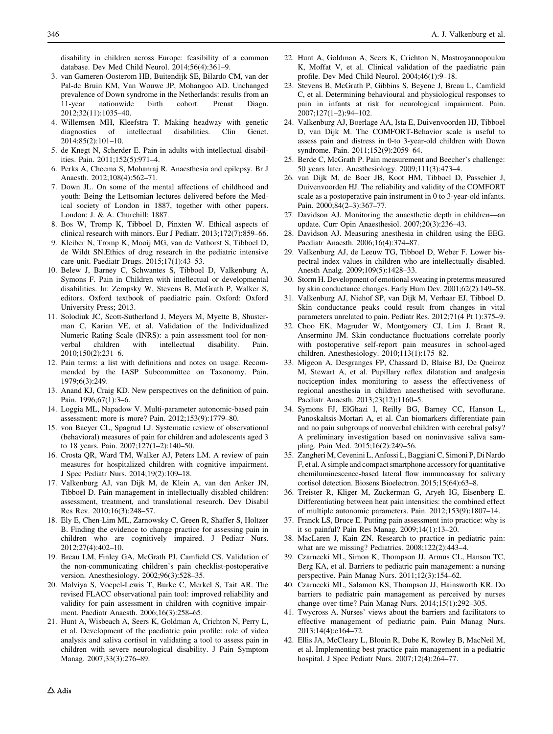disability in children across Europe: feasibility of a common database. Dev Med Child Neurol. 2014;56(4):361–9.

3. van Gameren-Oosterom HB, Buitendijk SE, Bilardo CM, van der Pal-de Bruin KM, Van Wouwe JP, Mohangoo AD. Unchanged prevalence of Down syndrome in the Netherlands: results from an 11-year nationwide birth cohort. Prenat Diagn. 2012;32(11):1035–40.
4. Willemsen MH, Kleefstra T. Making headway with genetic diagnostics of intellectual disabilities. Clin Genet. 2014;85(2):101–10.
5. de Knegt N, Scherder E. Pain in adults with intellectual disabilities. Pain. 2011;152(5):971–4.
6. Perks A, Cheema S, Mohanraj R. Anaesthesia and epilepsy. Br J Anaesth. 2012;108(4):562–71.
7. Down JL. On some of the mental affections of childhood and youth: Being the Lettsomian lectures delivered before the Medical society of London in 1887, together with other papers. London: J. & A. Churchill; 1887.
8. Bos W, Tromp K, Tibboel D, Pinxten W. Ethical aspects of clinical research with minors. Eur J Pediatr. 2013;172(7):859–66.
9. Kleiber N, Tromp K, Mooij MG, van de Vathorst S, Tibboel D, de Wildt SN.Ethics of drug research in the pediatric intensive care unit. Paediatr Drugs. 2015;17(1):43–53.
10. Belew J, Barney C, Schwantes S, Tibboel D, Valkenburg A, Symons F. Pain in Children with intellectual or developmental disabilities. In: Zempsky W, Stevens B, McGrath P, Walker S, editors. Oxford textbook of paediatric pain. Oxford: Oxford University Press; 2013.
11. Solodiuk JC, Scott-Sutherland J, Meyers M, Myette B, Shusterman C, Karian VE, et al. Validation of the Individualized Numeric Rating Scale (INRS): a pain assessment tool for nonverbal children with intellectual disability. Pain. 2010;150(2):231–6.
12. Pain terms: a list with definitions and notes on usage. Recommended by the IASP Subcommittee on Taxonomy. Pain. 1979;6(3):249.
13. Anand KJ, Craig KD. New perspectives on the definition of pain. Pain. 1996;67(1):3–6.
14. Loggia ML, Napadow V. Multi-parameter autonomic-based pain assessment: more is more? Pain. 2012;153(9):1779–80.
15. von Baeyer CL, Spagrud LJ. Systematic review of observational (behavioral) measures of pain for children and adolescents aged 3 to 18 years. Pain. 2007;127(1–2):140–50.
16. Crosta QR, Ward TM, Walker AJ, Peters LM. A review of pain measures for hospitalized children with cognitive impairment. J Spec Pediatr Nurs. 2014;19(2):109–18.
17. Valkenburg AJ, van Dijk M, de Klein A, van den Anker JN, Tibboel D. Pain management in intellectually disabled children: assessment, treatment, and translational research. Dev Disabil Res Rev. 2010;16(3):248–57.
18. Ely E, Chen-Lim ML, Zarnowsky C, Green R, Shaffer S, Holtzer B. Finding the evidence to change practice for assessing pain in children who are cognitively impaired. J Pediatr Nurs. 2012;27(4):402–10.
19. Breau LM, Finley GA, McGrath PJ, Camfield CS. Validation of the non-communicating children's pain checklist-postoperative version. Anesthesiology. 2002;96(3):528–35.
20. Malviya S, Voepel-Lewis T, Burke C, Merkel S, Tait AR. The revised FLACC observational pain tool: improved reliability and validity for pain assessment in children with cognitive impairment. Paediatr Anaesth. 2006;16(3):258–65.
21. Hunt A, Wisbeach A, Seers K, Goldman A, Crichton N, Perry L, et al. Development of the paediatric pain profile: role of video analysis and saliva cortisol in validating a tool to assess pain in children with severe neurological disability. J Pain Symptom Manag. 2007;33(3):276–89.
22. Hunt A, Goldman A, Seers K, Crichton N, Mastroyannopoulou K, Moffat V, et al. Clinical validation of the paediatric pain profile. Dev Med Child Neurol. 2004;46(1):9–18.
23. Stevens B, McGrath P, Gibbins S, Beyene J, Breau L, Camfield C, et al. Determining behavioural and physiological responses to pain in infants at risk for neurological impairment. Pain. 2007;127(1–2):94–102.
24. Valkenburg AJ, Boerlage AA, Ista E, Duivenvoorden HJ, Tibboel D, van Dijk M. The COMFORT-Behavior scale is useful to assess pain and distress in 0-to 3-year-old children with Down syndrome. Pain. 2011;152(9):2059–64.
25. Berde C, McGrath P. Pain measurement and Beecher's challenge: 50 years later. Anesthesiology. 2009;111(3):473–4.
26. van Dijk M, de Boer JB, Koot HM, Tibboel D, Passchier J, Duivenvoorden HJ. The reliability and validity of the COMFORT scale as a postoperative pain instrument in 0 to 3-year-old infants. Pain. 2000;84(2–3):367–77.
27. Davidson AJ. Monitoring the anaesthetic depth in children—an update. Curr Opin Anaesthesiol. 2007;20(3):236–43.
28. Davidson AJ. Measuring anesthesia in children using the EEG. Paediatr Anaesth. 2006;16(4):374–87.
29. Valkenburg AJ, de Leeuw TG, Tibboel D, Weber F. Lower bispectral index values in children who are intellectually disabled. Anesth Analg. 2009;109(5):1428–33.
30. Storm H. Development of emotional sweating in preterms measured by skin conductance changes. Early Hum Dev. 2001;62(2):149–58.
31. Valkenburg AJ, Niehof SP, van Dijk M, Verhaar EJ, Tibboel D. Skin conductance peaks could result from changes in vital parameters unrelated to pain. Pediatr Res. 2012;71(4 Pt 1):375–9.
32. Choo EK, Magruder W, Montgomery CJ, Lim J, Brant R, Ansermino JM. Skin conductance fluctuations correlate poorly with postoperative self-report pain measures in school-aged children. Anesthesiology. 2010;113(1):175–82.
33. Migeon A, Desgranges FP, Chassard D, Blaise BJ, De Queiroz M, Stewart A, et al. Pupillary reflex dilatation and analgesia nociception index monitoring to assess the effectiveness of regional anesthesia in children anesthetised with sevoflurane. Paediatr Anaesth. 2013;23(12):1160–5.
34. Symons FJ, ElGhazi I, Reilly BG, Barney CC, Hanson L, Panoskaltsis-Mortari A, et al. Can biomarkers differentiate pain and no pain subgroups of nonverbal children with cerebral palsy? A preliminary investigation based on noninvasive saliva sampling. Pain Med. 2015;16(2):249–56.
35. Zangheri M, Cevenini L, Anfossi L, Baggiani C, Simoni P, Di Nardo F, et al. A simple and compact smartphone accessory for quantitative chemiluminescence-based lateral flow immunoassay for salivary cortisol detection. Biosens Bioelectron. 2015;15(64):63–8.
36. Treister R, Kliger M, Zuckerman G, Aryeh IG, Eisenberg E. Differentiating between heat pain intensities: the combined effect of multiple autonomic parameters. Pain. 2012;153(9):1807–14.
37. Franck LS, Bruce E. Putting pain assessment into practice: why is it so painful? Pain Res Manag. 2009;14(1):13–20.
38. MacLaren J, Kain ZN. Research to practice in pediatric pain: what are we missing? Pediatrics. 2008;122(2):443–4.
39. Czarnecki ML, Simon K, Thompson JJ, Armus CL, Hanson TC, Berg KA, et al. Barriers to pediatric pain management: a nursing perspective. Pain Manag Nurs. 2011;12(3):154–62.
40. Czarnecki ML, Salamon KS, Thompson JJ, Hainsworth KR. Do barriers to pediatric pain management as perceived by nurses change over time? Pain Manag Nurs. 2014;15(1):292–305.
41. Twycross A. Nurses' views about the barriers and facilitators to effective management of pediatric pain. Pain Manag Nurs. 2013;14(4):e164–72.
42. Ellis JA, McCleary L, Blouin R, Dube K, Rowley B, MacNeil M, et al. Implementing best practice pain management in a pediatric hospital. J Spec Pediatr Nurs. 2007;12(4):264–77.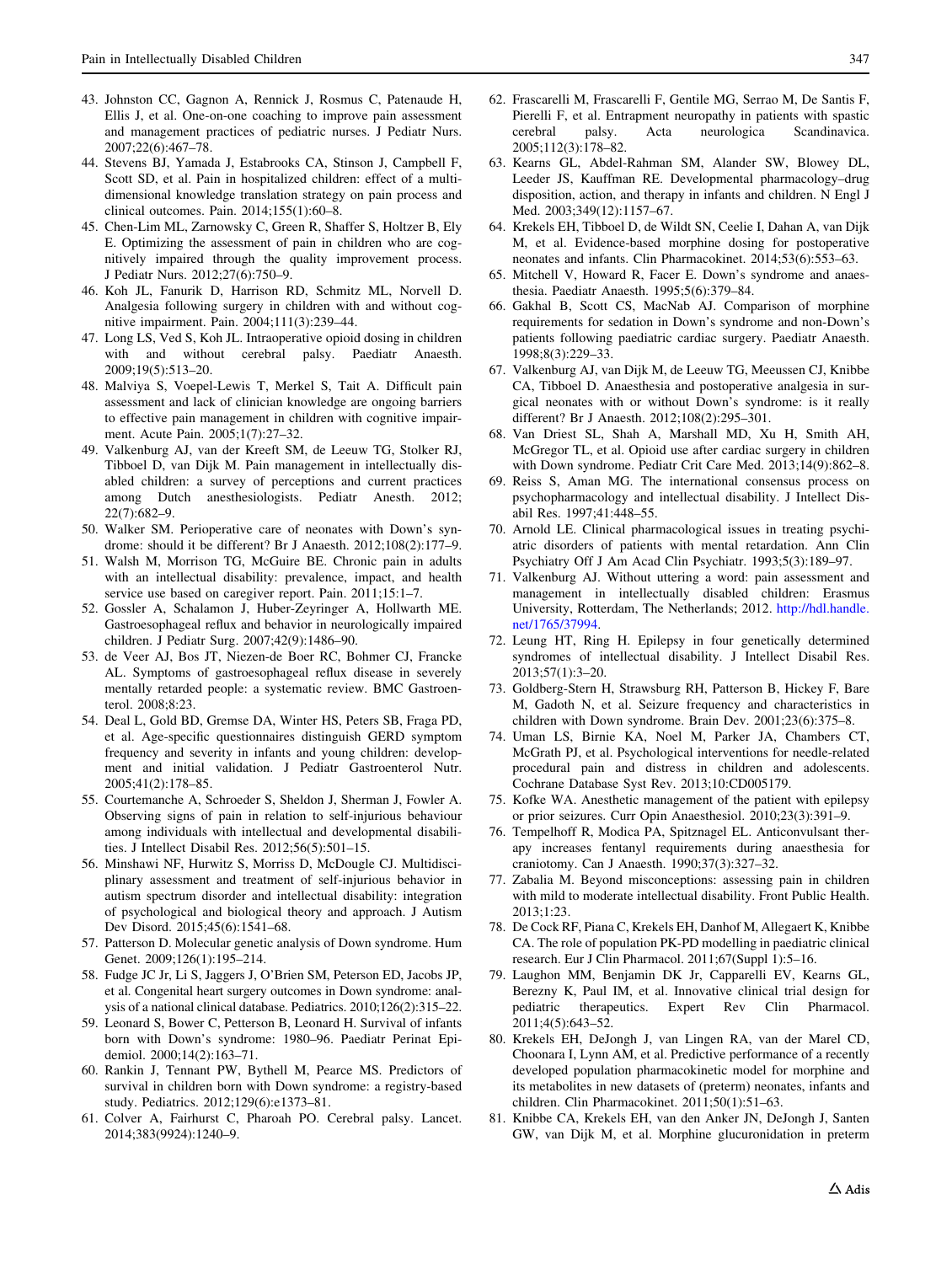43. Johnston CC, Gagnon A, Rennick J, Rosmus C, Patenaude H, Ellis J, et al. One-on-one coaching to improve pain assessment and management practices of pediatric nurses. J Pediatr Nurs. 2007;22(6):467–78.
44. Stevens BJ, Yamada J, Estabrooks CA, Stinson J, Campbell F, Scott SD, et al. Pain in hospitalized children: effect of a multidimensional knowledge translation strategy on pain process and clinical outcomes. Pain. 2014;155(1):60–8.
45. Chen-Lim ML, Zarnowsky C, Green R, Shaffer S, Holtzer B, Ely E. Optimizing the assessment of pain in children who are cognitively impaired through the quality improvement process. J Pediatr Nurs. 2012;27(6):750–9.
46. Koh JL, Fanurik D, Harrison RD, Schmitz ML, Norvell D. Analgesia following surgery in children with and without cognitive impairment. Pain. 2004;111(3):239–44.
47. Long LS, Ved S, Koh JL. Intraoperative opioid dosing in children with and without cerebral palsy. Paediatr Anaesth. 2009;19(5):513–20.
48. Malviya S, Voepel-Lewis T, Merkel S, Tait A. Difficult pain assessment and lack of clinician knowledge are ongoing barriers to effective pain management in children with cognitive impairment. Acute Pain. 2005;1(7):27–32.
49. Valkenburg AJ, van der Kreeft SM, de Leeuw TG, Stolker RJ, Tibboel D, van Dijk M. Pain management in intellectually disabled children: a survey of perceptions and current practices among Dutch anesthesiologists. Pediatr Anesth. 2012; 22(7):682–9.
50. Walker SM. Perioperative care of neonates with Down's syndrome: should it be different? Br J Anaesth. 2012;108(2):177–9.
51. Walsh M, Morrison TG, McGuire BE. Chronic pain in adults with an intellectual disability: prevalence, impact, and health service use based on caregiver report. Pain. 2011;15:1–7.
52. Gossler A, Schalamon J, Huber-Zeyringer A, Hollwarth ME. Gastroesophageal reflux and behavior in neurologically impaired children. J Pediatr Surg. 2007;42(9):1486–90.
53. de Veer AJ, Bos JT, Niezen-de Boer RC, Bohmer CJ, Francke AL. Symptoms of gastroesophageal reflux disease in severely mentally retarded people: a systematic review. BMC Gastroenterol. 2008;8:23.
54. Deal L, Gold BD, Gremse DA, Winter HS, Peters SB, Fraga PD, et al. Age-specific questionnaires distinguish GERD symptom frequency and severity in infants and young children: development and initial validation. J Pediatr Gastroenterol Nutr. 2005;41(2):178–85.
55. Courtemanche A, Schroeder S, Sheldon J, Sherman J, Fowler A. Observing signs of pain in relation to self-injurious behaviour among individuals with intellectual and developmental disabilities. J Intellect Disabil Res. 2012;56(5):501–15.
56. Minshawi NF, Hurwitz S, Morriss D, McDougle CJ. Multidisciplinary assessment and treatment of self-injurious behavior in autism spectrum disorder and intellectual disability: integration of psychological and biological theory and approach. J Autism Dev Disord. 2015;45(6):1541–68.
57. Patterson D. Molecular genetic analysis of Down syndrome. Hum Genet. 2009;126(1):195–214.
58. Fudge JC Jr, Li S, Jaggers J, O'Brien SM, Peterson ED, Jacobs JP, et al. Congenital heart surgery outcomes in Down syndrome: analysis of a national clinical database. Pediatrics. 2010;126(2):315–22.
59. Leonard S, Bower C, Petterson B, Leonard H. Survival of infants born with Down's syndrome: 1980–96. Paediatr Perinat Epidemiol. 2000;14(2):163–71.
60. Rankin J, Tennant PW, Bythell M, Pearce MS. Predictors of survival in children born with Down syndrome: a registry-based study. Pediatrics. 2012;129(6):e1373–81.
61. Colver A, Fairhurst C, Pharoah PO. Cerebral palsy. Lancet. 2014;383(9924):1240–9.
62. Frascarelli M, Frascarelli F, Gentile MG, Serrao M, De Santis F, Pierelli F, et al. Entrapment neuropathy in patients with spastic cerebral palsy. Acta neurologica Scandinavica. 2005;112(3):178–82.
63. Kearns GL, Abdel-Rahman SM, Alander SW, Blowey DL, Leeder JS, Kauffman RE. Developmental pharmacology–drug disposition, action, and therapy in infants and children. N Engl J Med. 2003;349(12):1157–67.
64. Krekels EH, Tibboel D, de Wildt SN, Ceelie I, Dahan A, van Dijk M, et al. Evidence-based morphine dosing for postoperative neonates and infants. Clin Pharmacokinet. 2014;53(6):553–63.
65. Mitchell V, Howard R, Facer E. Down's syndrome and anaesthesia. Paediatr Anaesth. 1995;5(6):379–84.
66. Gakhal B, Scott CS, MacNab AJ. Comparison of morphine requirements for sedation in Down's syndrome and non-Down's patients following paediatric cardiac surgery. Paediatr Anaesth. 1998;8(3):229–33.
67. Valkenburg AJ, van Dijk M, de Leeuw TG, Meeussen CJ, Knibbe CA, Tibboel D. Anaesthesia and postoperative analgesia in surgical neonates with or without Down's syndrome: is it really different? Br J Anaesth. 2012;108(2):295–301.
68. Van Driest SL, Shah A, Marshall MD, Xu H, Smith AH, McGregor TL, et al. Opioid use after cardiac surgery in children with Down syndrome. Pediatr Crit Care Med. 2013;14(9):862–8.
69. Reiss S, Aman MG. The international consensus process on psychopharmacology and intellectual disability. J Intellect Disabil Res. 1997;41:448–55.
70. Arnold LE. Clinical pharmacological issues in treating psychiatric disorders of patients with mental retardation. Ann Clin Psychiatry Off J Am Acad Clin Psychiatr. 1993;5(3):189–97.
71. Valkenburg AJ. Without uttering a word: pain assessment and management in intellectually disabled children: Erasmus University, Rotterdam, The Netherlands; 2012. http://hdl.handle.net/1765/37994.
72. Leung HT, Ring H. Epilepsy in four genetically determined syndromes of intellectual disability. J Intellect Disabil Res. 2013;57(1):3–20.
73. Goldberg-Stern H, Strawsburg RH, Patterson B, Hickey F, Bare M, Gadoth N, et al. Seizure frequency and characteristics in children with Down syndrome. Brain Dev. 2001;23(6):375–8.
74. Uman LS, Birnie KA, Noel M, Parker JA, Chambers CT, McGrath PJ, et al. Psychological interventions for needle-related procedural pain and distress in children and adolescents. Cochrane Database Syst Rev. 2013;10:CD005179.
75. Kofke WA. Anesthetic management of the patient with epilepsy or prior seizures. Curr Opin Anaesthesiol. 2010;23(3):391–9.
76. Tempelhoff R, Modica PA, Spitznagel EL. Anticonvulsant therapy increases fentanyl requirements during anaesthesia for craniotomy. Can J Anaesth. 1990;37(3):327–32.
77. Zabalia M. Beyond misconceptions: assessing pain in children with mild to moderate intellectual disability. Front Public Health. 2013;1:23.
78. De Cock RF, Piana C, Krekels EH, Danhof M, Allegaert K, Knibbe CA. The role of population PK-PD modelling in paediatric clinical research. Eur J Clin Pharmacol. 2011;67(Suppl 1):5–16.
79. Laughon MM, Benjamin DK Jr, Capparelli EV, Kearns GL, Berezny K, Paul IM, et al. Innovative clinical trial design for pediatric therapeutics. Expert Rev Clin Pharmacol. 2011;4(5):643–52.
80. Krekels EH, DeJongh J, van Lingen RA, van der Marel CD, Choonara I, Lynn AM, et al. Predictive performance of a recently developed population pharmacokinetic model for morphine and its metabolites in new datasets of (preterm) neonates, infants and children. Clin Pharmacokinet. 2011;50(1):51–63.
81. Knibbe CA, Krekels EH, van den Anker JN, DeJongh J, Santen GW, van Dijk M, et al. Morphine glucuronidation in preterm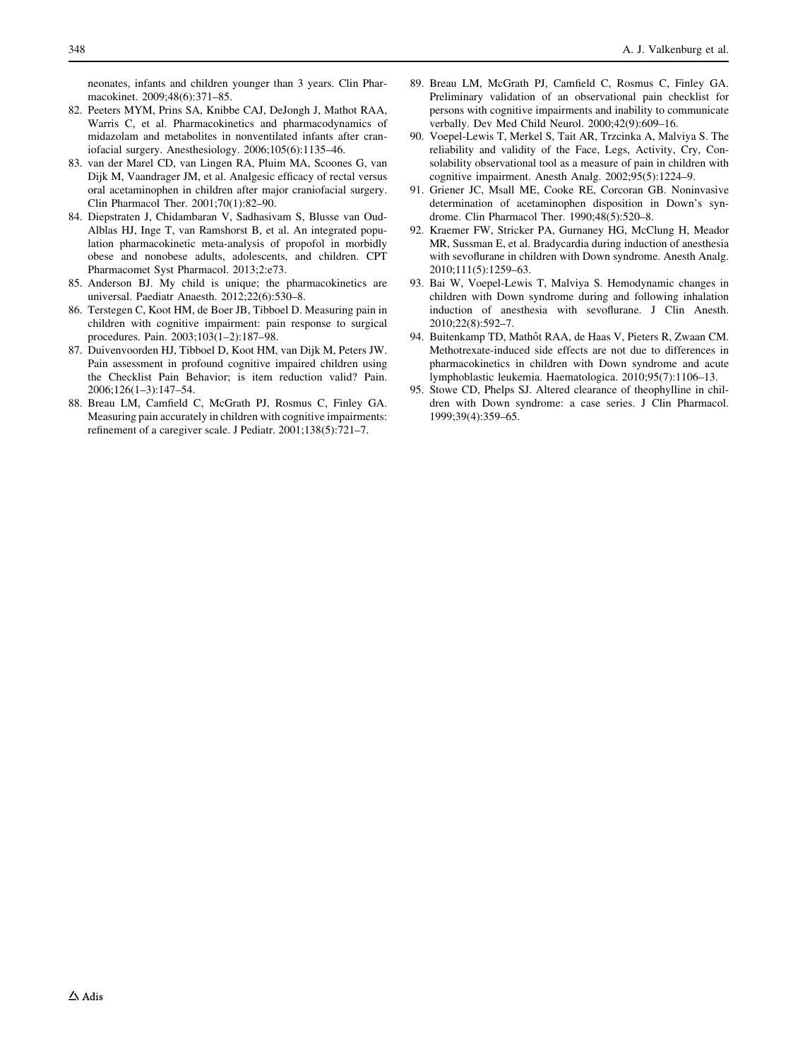neonates, infants and children younger than 3 years. Clin Pharmacokinet. 2009;48(6):371–85.

82. Peeters MYM, Prins SA, Knibbe CAJ, DeJongh J, Mathot RAA, Warris C, et al. Pharmacokinetics and pharmacodynamics of midazolam and metabolites in nonventilated infants after craniofacial surgery. Anesthesiology. 2006;105(6):1135–46.
83. van der Marel CD, van Lingen RA, Pluim MA, Scoones G, van Dijk M, Vaandrager JM, et al. Analgesic efficacy of rectal versus oral acetaminophen in children after major craniofacial surgery. Clin Pharmacol Ther. 2001;70(1):82–90.
84. Diepstraten J, Chidambaran V, Sadhasivam S, Blusse van Oud-Alblas HJ, Inge T, van Ramshorst B, et al. An integrated population pharmacokinetic meta-analysis of propofol in morbidly obese and nonobese adults, adolescents, and children. CPT Pharmacomet Syst Pharmacol. 2013;2:e73.
85. Anderson BJ. My child is unique; the pharmacokinetics are universal. Paediatr Anaesth. 2012;22(6):530–8.
86. Terstegen C, Koot HM, de Boer JB, Tibboel D. Measuring pain in children with cognitive impairment: pain response to surgical procedures. Pain. 2003;103(1–2):187–98.
87. Duivenvoorden HJ, Tibboel D, Koot HM, van Dijk M, Peters JW. Pain assessment in profound cognitive impaired children using the Checklist Pain Behavior; is item reduction valid? Pain. 2006;126(1–3):147–54.
88. Breau LM, Camfield C, McGrath PJ, Rosmus C, Finley GA. Measuring pain accurately in children with cognitive impairments: refinement of a caregiver scale. J Pediatr. 2001;138(5):721–7.
89. Breau LM, McGrath PJ, Camfield C, Rosmus C, Finley GA. Preliminary validation of an observational pain checklist for persons with cognitive impairments and inability to communicate verbally. Dev Med Child Neurol. 2000;42(9):609–16.
90. Voepel-Lewis T, Merkel S, Tait AR, Trzcinka A, Malviya S. The reliability and validity of the Face, Legs, Activity, Cry, Consolability observational tool as a measure of pain in children with cognitive impairment. Anesth Analg. 2002;95(5):1224–9.
91. Griener JC, Msall ME, Cooke RE, Corcoran GB. Noninvasive determination of acetaminophen disposition in Down's syndrome. Clin Pharmacol Ther. 1990;48(5):520–8.
92. Kraemer FW, Stricker PA, Gurnaney HG, McClung H, Meador MR, Sussman E, et al. Bradycardia during induction of anesthesia with sevoflurane in children with Down syndrome. Anesth Analg. 2010;111(5):1259–63.
93. Bai W, Voepel-Lewis T, Malviya S. Hemodynamic changes in children with Down syndrome during and following inhalation induction of anesthesia with sevoflurane. J Clin Anesth. 2010;22(8):592–7.
94. Buitenkamp TD, Mathôt RAA, de Haas V, Pieters R, Zwaan CM. Methotrexate-induced side effects are not due to differences in pharmacokinetics in children with Down syndrome and acute lymphoblastic leukemia. Haematologica. 2010;95(7):1106–13.
95. Stowe CD, Phelps SJ. Altered clearance of theophylline in children with Down syndrome: a case series. J Clin Pharmacol. 1999;39(4):359–65.